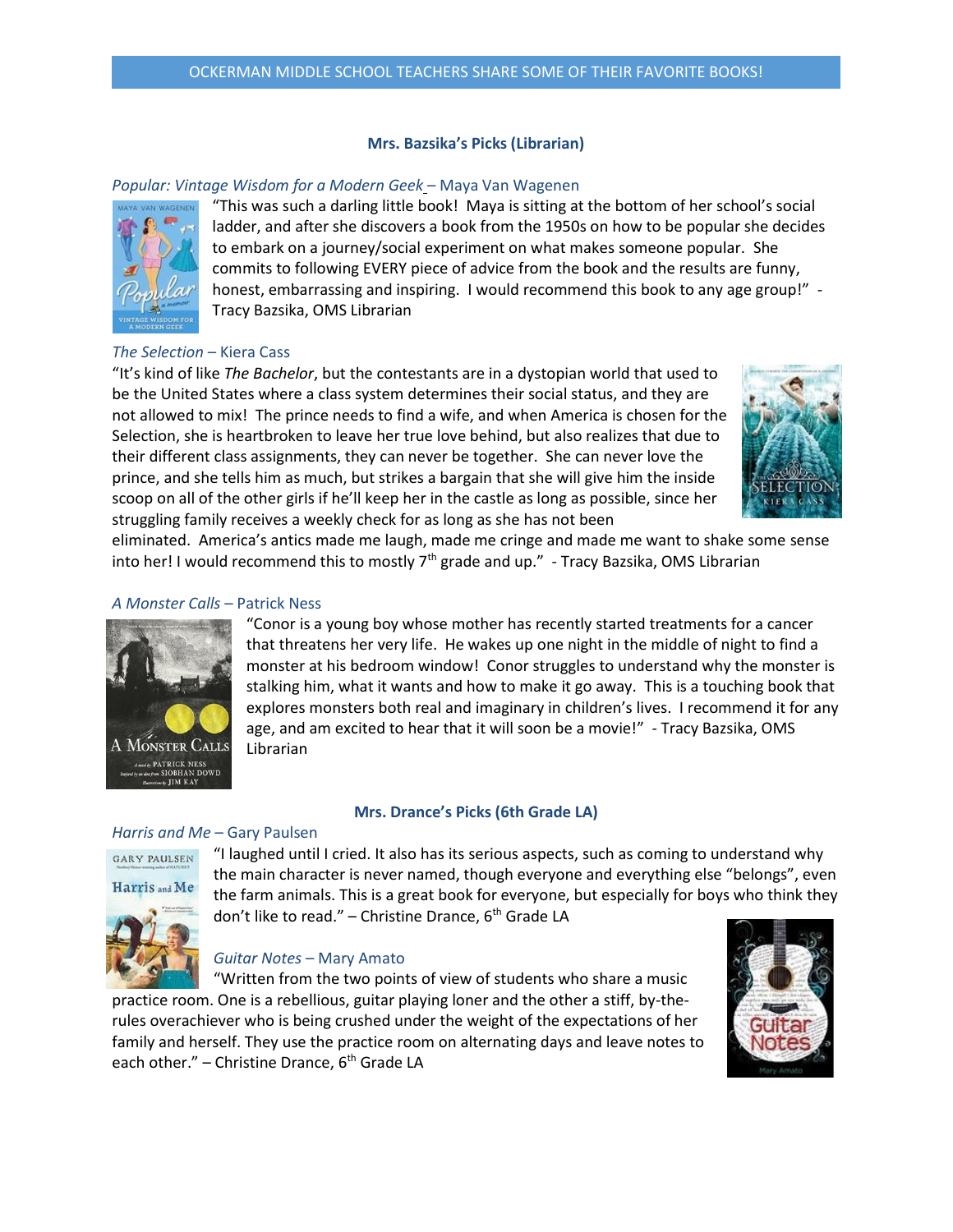# OCKERMAN MIDDLE SCHOOL TEACHERS SHARE SOME OF THEIR FAVORITE BOOKS!

## Mrs. Bazsika's Picks (Librarian)

*Popular: Vintage Wisdom for a Modern Geek* – Maya Van Wagenen

"This was such a darling little book! Maya is sitting at the bottom of her school's social ladder, and after she discovers a book from the 1950s on how to be popular she decides to embark on a journey/social experiment on what makes someone popular. She commits to following EVERY piece of advice from the book and the results are funny, honest, embarrassing and inspiring. I would recommend this book to any age group!" - Tracy Bazsika, OMS Librarian

*The Selection* – Kiera Cass

"It's kind of like *The Bachelor*, but the contestants are in a dystopian world that used to be the United States where a class system determines their social status, and they are not allowed to mix! The prince needs to find a wife, and when America is chosen for the Selection, she is heartbroken to leave her true love behind, but also realizes that due to their different class assignments, they can never be together. She can never love the prince, and she tells him as much, but strikes a bargain that she will give him the inside scoop on all of the other girls if he'll keep her in the castle as long as possible, since her struggling family receives a weekly check for as long as she has not been eliminated. America's antics made me laugh, made me cringe and made me want to shake some sense into her! I would recommend this to mostly 7th grade and up." - Tracy Bazsika, OMS Librarian

*A Monster Calls* – Patrick Ness

"Conor is a young boy whose mother has recently started treatments for a cancer that threatens her very life. He wakes up one night in the middle of night to find a monster at his bedroom window! Conor struggles to understand why the monster is stalking him, what it wants and how to make it go away. This is a touching book that explores monsters both real and imaginary in children's lives. I recommend it for any age, and am excited to hear that it will soon be a movie!" - Tracy Bazsika, OMS Librarian

## Mrs. Drance's Picks (6th Grade LA)

*Harris and Me* – Gary Paulsen

"I laughed until I cried. It also has its serious aspects, such as coming to understand why the main character is never named, though everyone and everything else "belongs", even the farm animals. This is a great book for everyone, but especially for boys who think they don't like to read." – Christine Drance, 6th Grade LA

*Guitar Notes* – Mary Amato

"Written from the two points of view of students who share a music practice room. One is a rebellious, guitar playing loner and the other a stiff, by-the-rules overachiever who is being crushed under the weight of the expectations of her family and herself. They use the practice room on alternating days and leave notes to each other." – Christine Drance, 6th Grade LA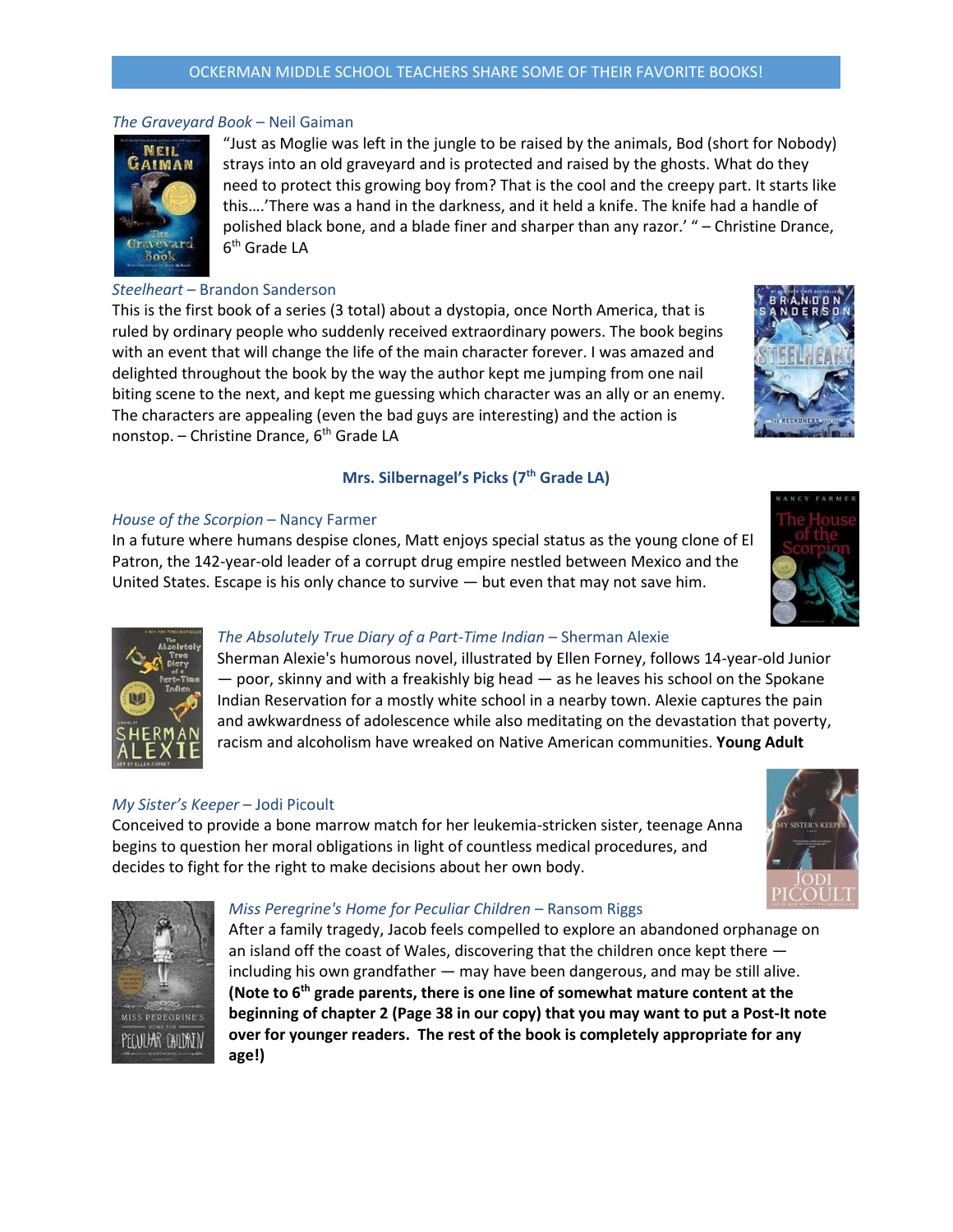OCKERMAN MIDDLE SCHOOL TEACHERS SHARE SOME OF THEIR FAVORITE BOOKS!

*The Graveyard Book* – Neil Gaiman

"Just as Moglie was left in the jungle to be raised by the animals, Bod (short for Nobody) strays into an old graveyard and is protected and raised by the ghosts. What do they need to protect this growing boy from? That is the cool and the creepy part. It starts like this….'There was a hand in the darkness, and it held a knife. The knife had a handle of polished black bone, and a blade finer and sharper than any razor.' " – Christine Drance, 6th Grade LA

*Steelheart* – Brandon Sanderson

This is the first book of a series (3 total) about a dystopia, once North America, that is ruled by ordinary people who suddenly received extraordinary powers. The book begins with an event that will change the life of the main character forever. I was amazed and delighted throughout the book by the way the author kept me jumping from one nail biting scene to the next, and kept me guessing which character was an ally or an enemy. The characters are appealing (even the bad guys are interesting) and the action is nonstop. – Christine Drance, 6th Grade LA

**Mrs. Silbernagel's Picks (7th Grade LA)**

*House of the Scorpion* – Nancy Farmer

In a future where humans despise clones, Matt enjoys special status as the young clone of El Patron, the 142-year-old leader of a corrupt drug empire nestled between Mexico and the United States. Escape is his only chance to survive — but even that may not save him.

*The Absolutely True Diary of a Part-Time Indian* – Sherman Alexie

Sherman Alexie's humorous novel, illustrated by Ellen Forney, follows 14-year-old Junior — poor, skinny and with a freakishly big head — as he leaves his school on the Spokane Indian Reservation for a mostly white school in a nearby town. Alexie captures the pain and awkwardness of adolescence while also meditating on the devastation that poverty, racism and alcoholism have wreaked on Native American communities. **Young Adult**

*My Sister's Keeper* – Jodi Picoult

Conceived to provide a bone marrow match for her leukemia-stricken sister, teenage Anna begins to question her moral obligations in light of countless medical procedures, and decides to fight for the right to make decisions about her own body.

*Miss Peregrine's Home for Peculiar Children* – Ransom Riggs

After a family tragedy, Jacob feels compelled to explore an abandoned orphanage on an island off the coast of Wales, discovering that the children once kept there — including his own grandfather — may have been dangerous, and may be still alive. **(Note to 6th grade parents, there is one line of somewhat mature content at the beginning of chapter 2 (Page 38 in our copy) that you may want to put a Post-It note over for younger readers. The rest of the book is completely appropriate for any age!)**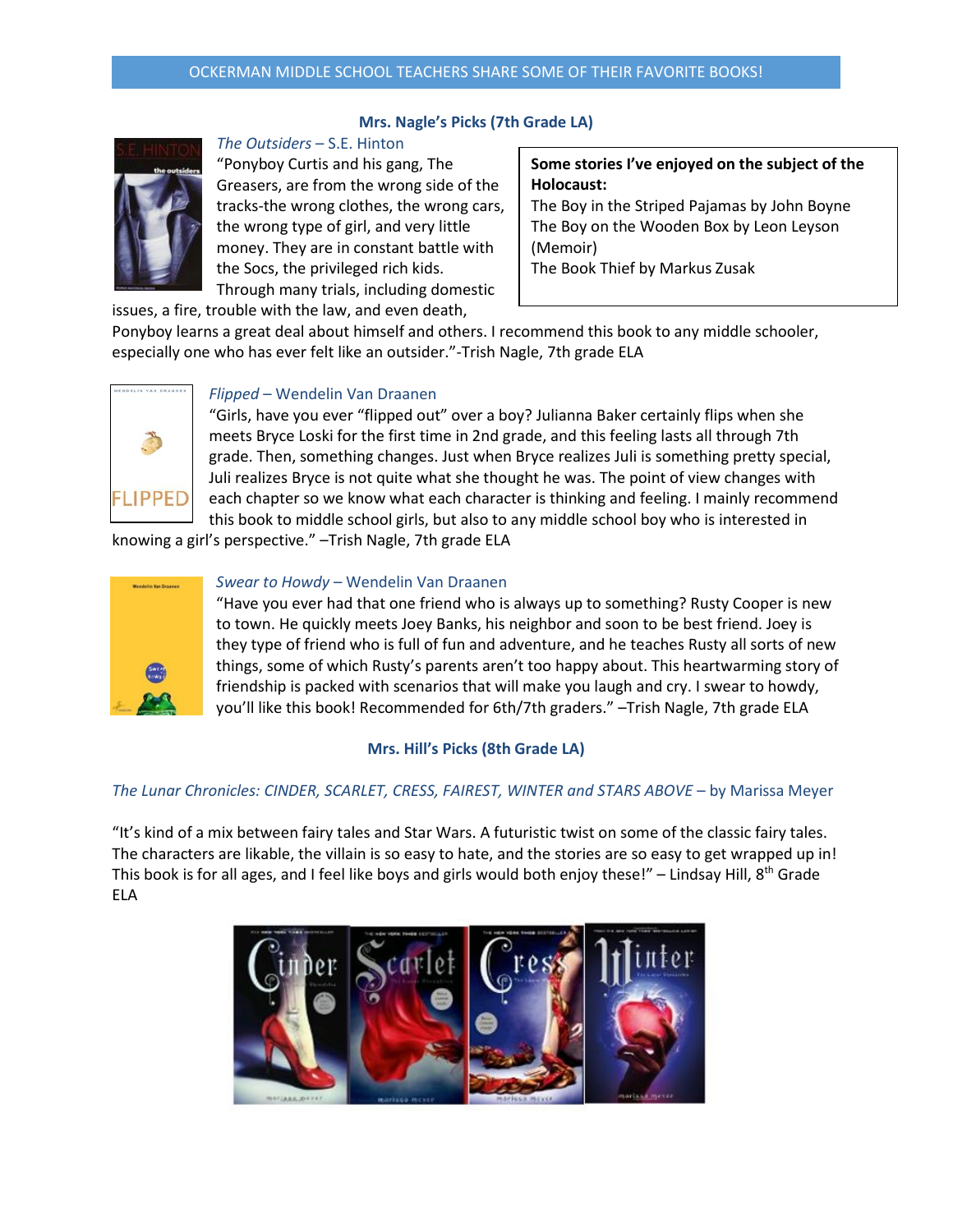## OCKERMAN MIDDLE SCHOOL TEACHERS SHARE SOME OF THEIR FAVORITE BOOKS!

### Mrs. Nagle's Picks (7th Grade LA)

*The Outsiders* – S.E. Hinton

"Ponyboy Curtis and his gang, The Greasers, are from the wrong side of the tracks-the wrong clothes, the wrong cars, the wrong type of girl, and very little money. They are in constant battle with the Socs, the privileged rich kids. Through many trials, including domestic issues, a fire, trouble with the law, and even death, Ponyboy learns a great deal about himself and others. I recommend this book to any middle schooler, especially one who has ever felt like an outsider."-Trish Nagle, 7th grade ELA

**Some stories I've enjoyed on the subject of the Holocaust:**

The Boy in the Striped Pajamas by John Boyne
The Boy on the Wooden Box by Leon Leyson (Memoir)
The Book Thief by Markus Zusak

*Flipped* – Wendelin Van Draanen

"Girls, have you ever "flipped out" over a boy? Julianna Baker certainly flips when she meets Bryce Loski for the first time in 2nd grade, and this feeling lasts all through 7th grade. Then, something changes. Just when Bryce realizes Juli is something pretty special, Juli realizes Bryce is not quite what she thought he was. The point of view changes with each chapter so we know what each character is thinking and feeling. I mainly recommend this book to middle school girls, but also to any middle school boy who is interested in knowing a girl's perspective." –Trish Nagle, 7th grade ELA

*Swear to Howdy* – Wendelin Van Draanen

"Have you ever had that one friend who is always up to something? Rusty Cooper is new to town. He quickly meets Joey Banks, his neighbor and soon to be best friend. Joey is they type of friend who is full of fun and adventure, and he teaches Rusty all sorts of new things, some of which Rusty's parents aren't too happy about. This heartwarming story of friendship is packed with scenarios that will make you laugh and cry. I swear to howdy, you'll like this book! Recommended for 6th/7th graders." –Trish Nagle, 7th grade ELA

### Mrs. Hill's Picks (8th Grade LA)

*The Lunar Chronicles: CINDER, SCARLET, CRESS, FAIREST, WINTER and STARS ABOVE* – by Marissa Meyer

"It's kind of a mix between fairy tales and Star Wars. A futuristic twist on some of the classic fairy tales. The characters are likable, the villain is so easy to hate, and the stories are so easy to get wrapped up in! This book is for all ages, and I feel like boys and girls would both enjoy these!" – Lindsay Hill, 8th Grade ELA